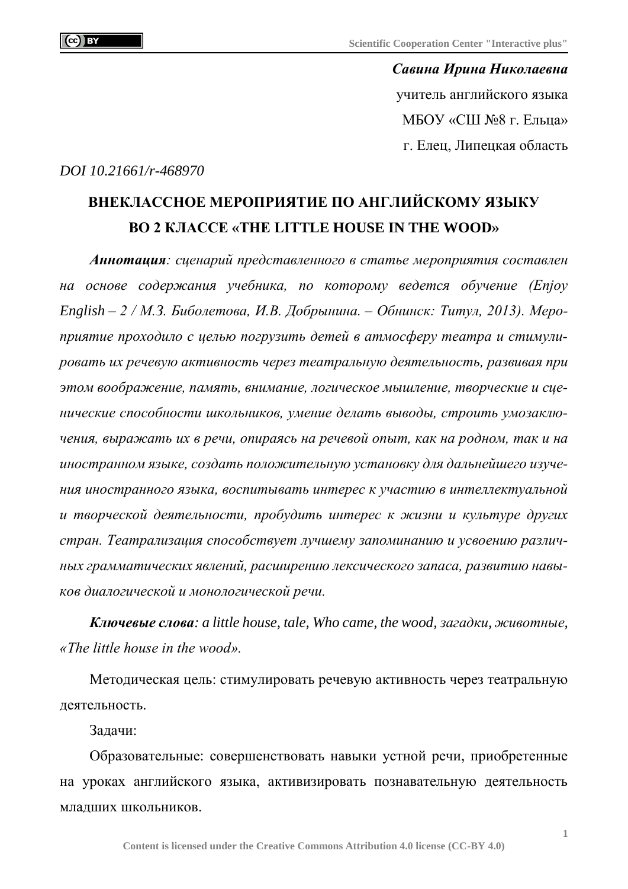***Савина Ирина Николаевна***

учитель английского языка

МБОУ «СШ №8 г. Ельца»

г. Елец, Липецкая область

*DOI 10.21661/r-468970*

# ВНЕКЛАССНОЕ МЕРОПРИЯТИЕ ПО АНГЛИЙСКОМУ ЯЗЫКУ ВО 2 КЛАССЕ «THE LITTLE HOUSE IN THE WOOD»

***Аннотация**: сценарий представленного в статье мероприятия составлен на основе содержания учебника, по которому ведется обучение (Enjoy English – 2 / М.З. Биболетова, И.В. Добрынина. – Обнинск: Титул, 2013). Мероприятие проходило с целью погрузить детей в атмосферу театра и стимулировать их речевую активность через театральную деятельность, развивая при этом воображение, память, внимание, логическое мышление, творческие и сценические способности школьников, умение делать выводы, строить умозаключения, выражать их в речи, опираясь на речевой опыт, как на родном, так и на иностранном языке, создать положительную установку для дальнейшего изучения иностранного языка, воспитывать интерес к участию в интеллектуальной и творческой деятельности, пробудить интерес к жизни и культуре других стран. Театрализация способствует лучшему запоминанию и усвоению различных грамматических явлений, расширению лексического запаса, развитию навыков диалогической и монологической речи.*

***Ключевые слова**: a little house, tale, Who came, the wood, загадки, животные, «The little house in the wood».*

Методическая цель: стимулировать речевую активность через театральную деятельность.

Задачи:

Образовательные: совершенствовать навыки устной речи, приобретенные на уроках английского языка, активизировать познавательную деятельность младших школьников.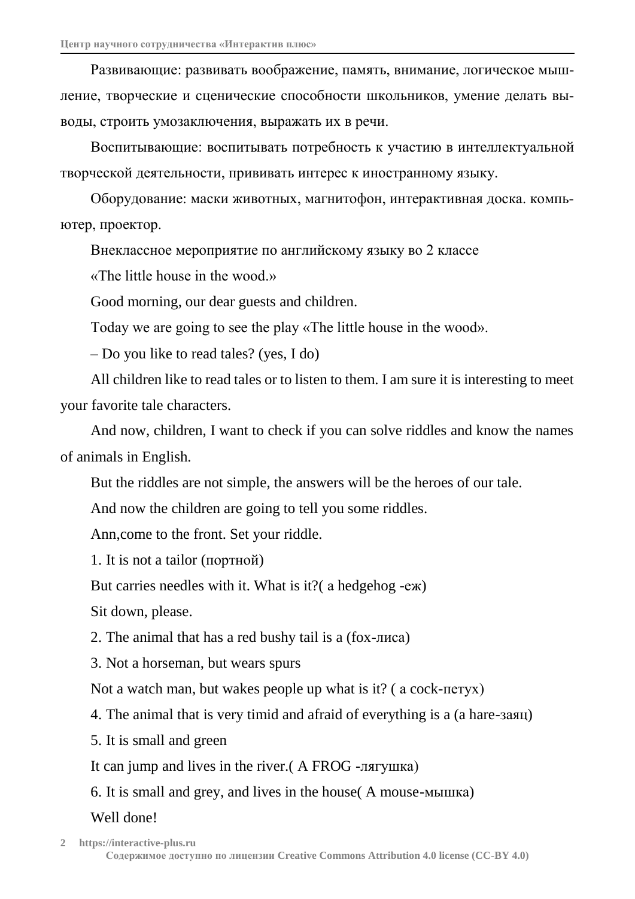Развивающие: развивать воображение, память, внимание, логическое мышление, творческие и сценические способности школьников, умение делать выводы, строить умозаключения, выражать их в речи.

Воспитывающие: воспитывать потребность к участию в интеллектуальной творческой деятельности, прививать интерес к иностранному языку.

Оборудование: маски животных, магнитофон, интерактивная доска. компьютер, проектор.

Внеклассное мероприятие по английскому языку во 2 классе

«The little house in the wood.»

Good morning, our dear guests and children.

Today we are going to see the play «The little house in the wood».

– Do you like to read tales? (yes, I do)

All children like to read tales or to listen to them. I am sure it is interesting to meet your favorite tale characters.

And now, children, I want to check if you can solve riddles and know the names of animals in English.

But the riddles are not simple, the answers will be the heroes of our tale.

And now the children are going to tell you some riddles.

Ann,come to the front. Set your riddle.

1. It is not a tailor (портной)

But carries needles with it. What is it?( a hedgehog -еж)

Sit down, please.

2. The animal that has a red bushy tail is a (fox-лиса)

3. Not a horseman, but wears spurs

Not a watch man, but wakes people up what is it? ( a cock-петух)

4. The animal that is very timid and afraid of everything is a (a hare-заяц)

5. It is small and green

It can jump and lives in the river.( A FROG -лягушка)

6. It is small and grey, and lives in the house( A mouse-мышка)

Well done!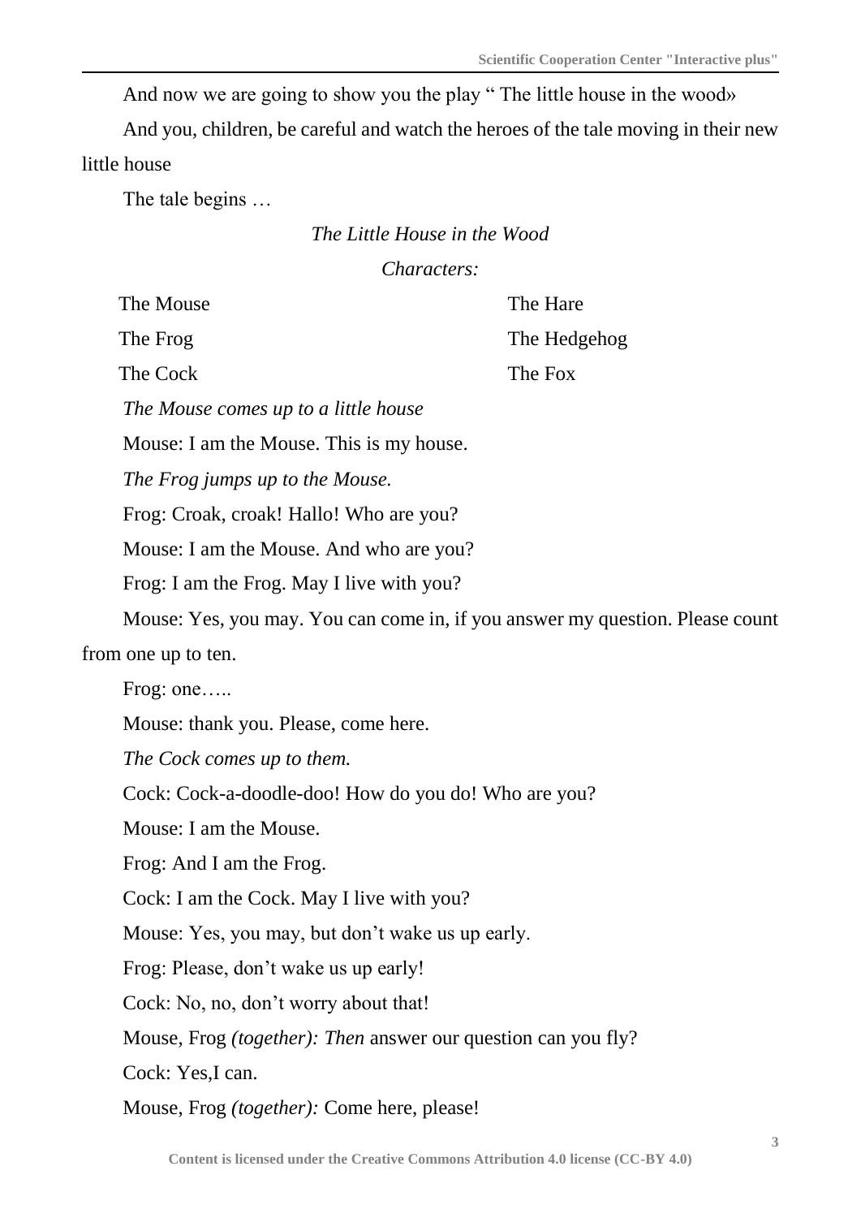And now we are going to show you the play " The little house in the wood»

And you, children, be careful and watch the heroes of the tale moving in their new little house

The tale begins …

*The Little House in the Wood*

*Characters:*

The Mouse

The Frog

The Cock

The Hare

The Hedgehog

The Fox

*The Mouse comes up to a little house*

Mouse: I am the Mouse. This is my house.

*The Frog jumps up to the Mouse.*

Frog: Croak, croak! Hallo! Who are you?

Mouse: I am the Mouse. And who are you?

Frog: I am the Frog. May I live with you?

Mouse: Yes, you may. You can come in, if you answer my question. Please count from one up to ten.

Frog: one…..

Mouse: thank you. Please, come here.

*The Cock comes up to them.*

Cock: Cock-a-doodle-doo! How do you do! Who are you?

Mouse: I am the Mouse.

Frog: And I am the Frog.

Cock: I am the Cock. May I live with you?

Mouse: Yes, you may, but don't wake us up early.

Frog: Please, don't wake us up early!

Cock: No, no, don't worry about that!

Mouse, Frog *(together): Then* answer our question can you fly?

Cock: Yes,I can.

Mouse, Frog *(together):* Come here, please!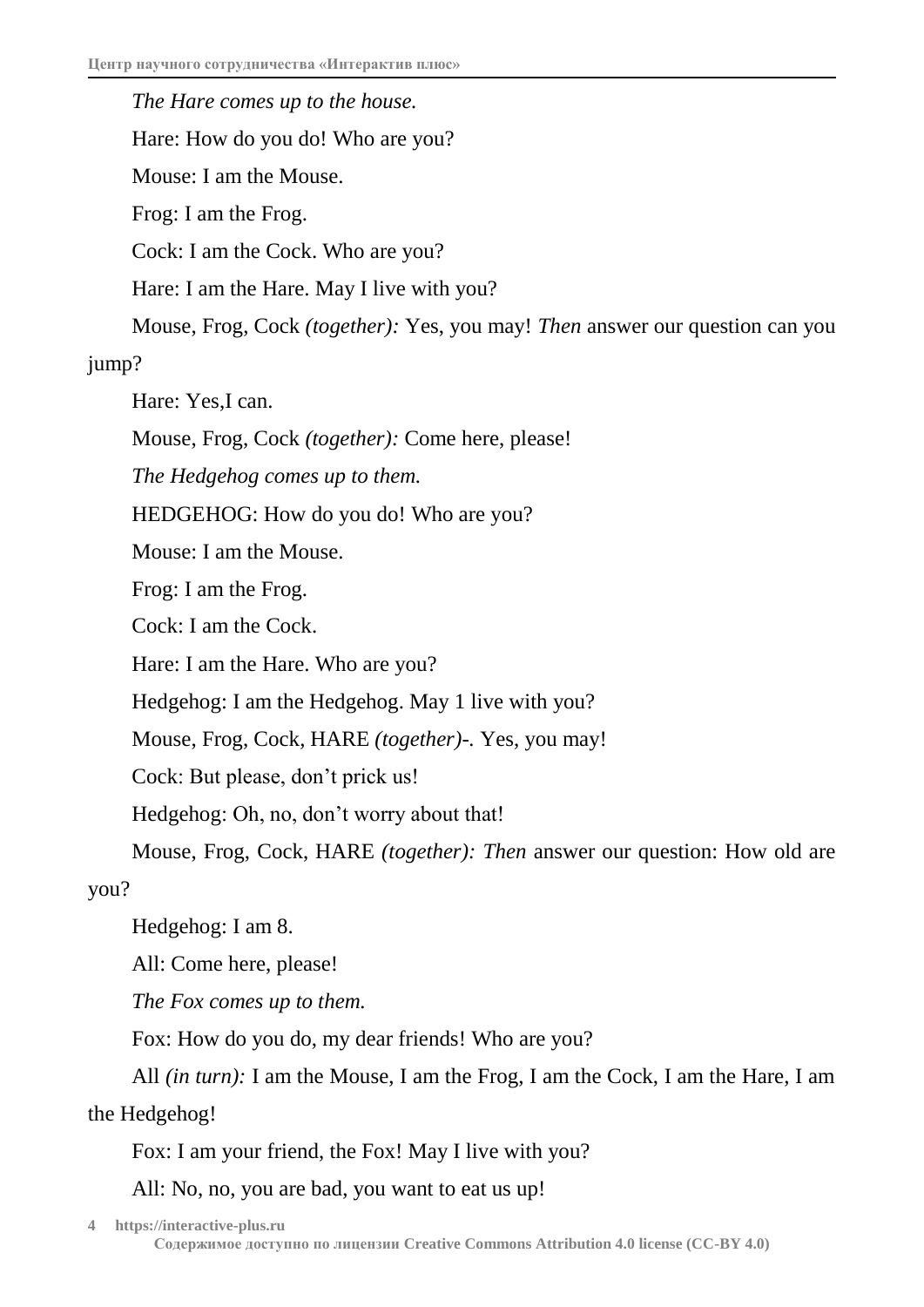*The Hare comes up to the house.*

Hare: How do you do! Who are you?

Mouse: I am the Mouse.

Frog: I am the Frog.

Cock: I am the Cock. Who are you?

Hare: I am the Hare. May I live with you?

Mouse, Frog, Cock *(together):* Yes, you may! *Then* answer our question can you jump?

Hare: Yes,I can.

Mouse, Frog, Cock *(together):* Come here, please!

*The Hedgehog comes up to them.*

HEDGEHOG: How do you do! Who are you?

Mouse: I am the Mouse.

Frog: I am the Frog.

Cock: I am the Cock.

Hare: I am the Hare. Who are you?

Hedgehog: I am the Hedgehog. May 1 live with you?

Mouse, Frog, Cock, HARE *(together)-.* Yes, you may!

Cock: But please, don't prick us!

Hedgehog: Oh, no, don't worry about that!

Mouse, Frog, Cock, HARE *(together): Then* answer our question: How old are you?

Hedgehog: I am 8.

All: Come here, please!

*The Fox comes up to them.*

Fox: How do you do, my dear friends! Who are you?

All *(in turn):* I am the Mouse, I am the Frog, I am the Cock, I am the Hare, I am the Hedgehog!

Fox: I am your friend, the Fox! May I live with you?

All: No, no, you are bad, you want to eat us up!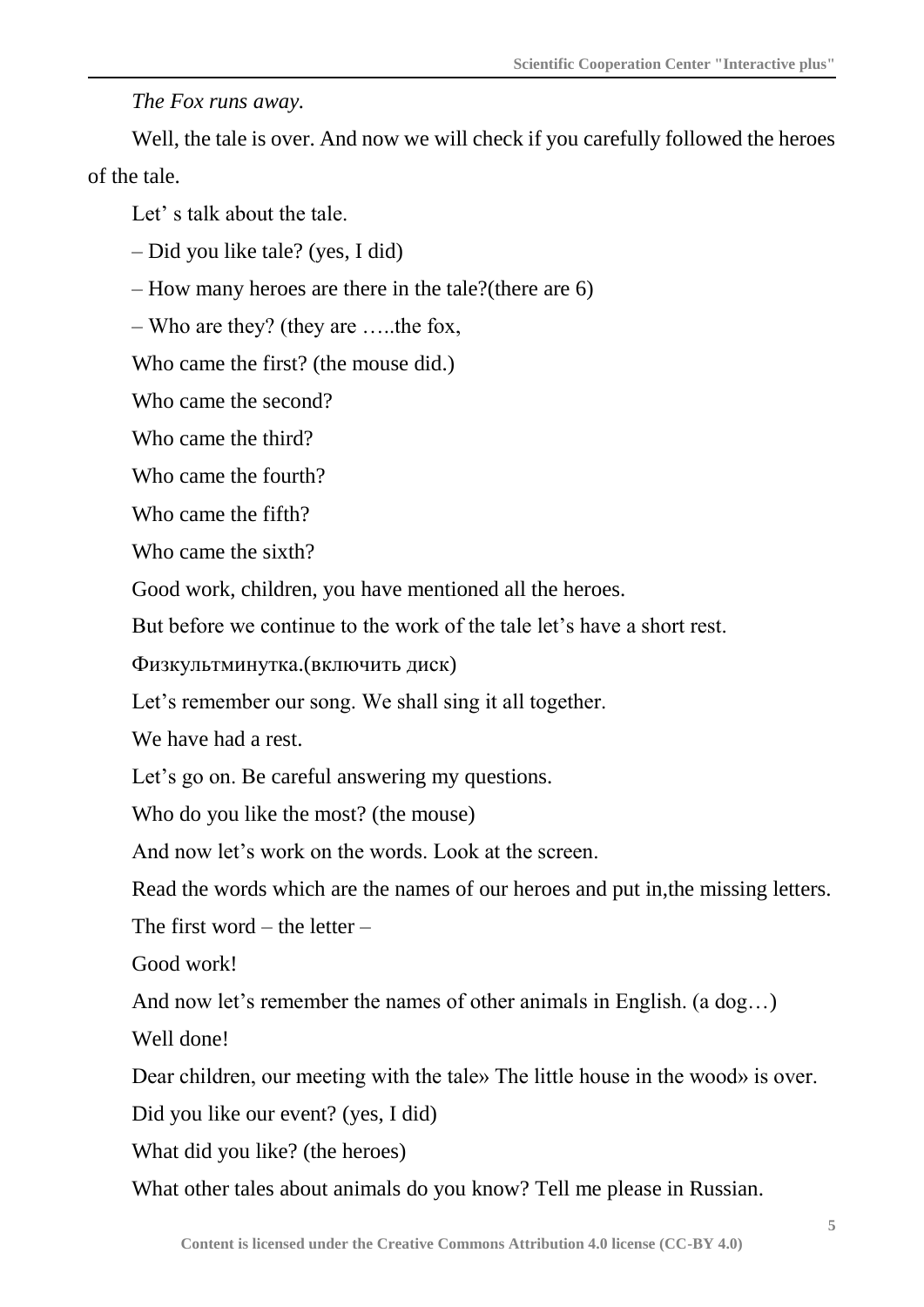*The Fox runs away.*

Well, the tale is over. And now we will check if you carefully followed the heroes of the tale.

Let' s talk about the tale.

– Did you like tale? (yes, I did)

– How many heroes are there in the tale?(there are 6)

– Who are they? (they are …..the fox,

Who came the first? (the mouse did.)

Who came the second?

Who came the third?

Who came the fourth?

Who came the fifth?

Who came the sixth?

Good work, children, you have mentioned all the heroes.

But before we continue to the work of the tale let's have a short rest.

Физкультминутка.(включить диск)

Let's remember our song. We shall sing it all together.

We have had a rest.

Let's go on. Be careful answering my questions.

Who do you like the most? (the mouse)

And now let's work on the words. Look at the screen.

Read the words which are the names of our heroes and put in,the missing letters.

The first word – the letter –

Good work!

And now let's remember the names of other animals in English. (a dog…)

Well done!

Dear children, our meeting with the tale» The little house in the wood» is over.

Did you like our event? (yes, I did)

What did you like? (the heroes)

What other tales about animals do you know? Tell me please in Russian.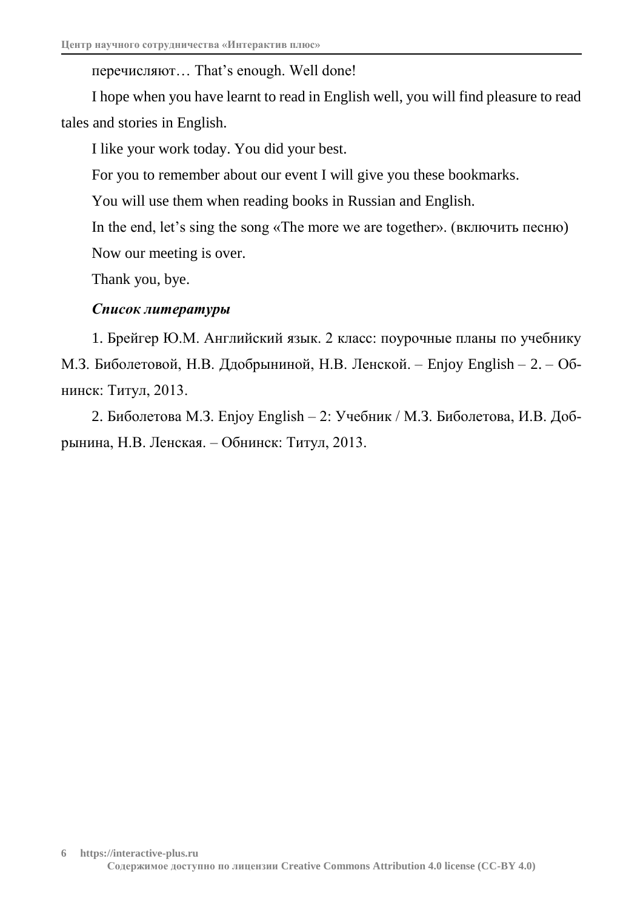перечисляют… That's enough. Well done!

I hope when you have learnt to read in English well, you will find pleasure to read tales and stories in English.

I like your work today. You did your best.

For you to remember about our event I will give you these bookmarks.

You will use them when reading books in Russian and English.

In the end, let's sing the song «The more we are together». (включить песню)

Now our meeting is over.

Thank you, bye.

***Список литературы***

1. Брейгер Ю.М. Английский язык. 2 класс: поурочные планы по учебнику М.З. Биболетовой, Н.В. Ддобрыниной, Н.В. Ленской. – Enjoy English – 2. – Обнинск: Титул, 2013.

2. Биболетова М.З. Enjoy English – 2: Учебник / М.З. Биболетова, И.В. Добрынина, Н.В. Ленская. – Обнинск: Титул, 2013.